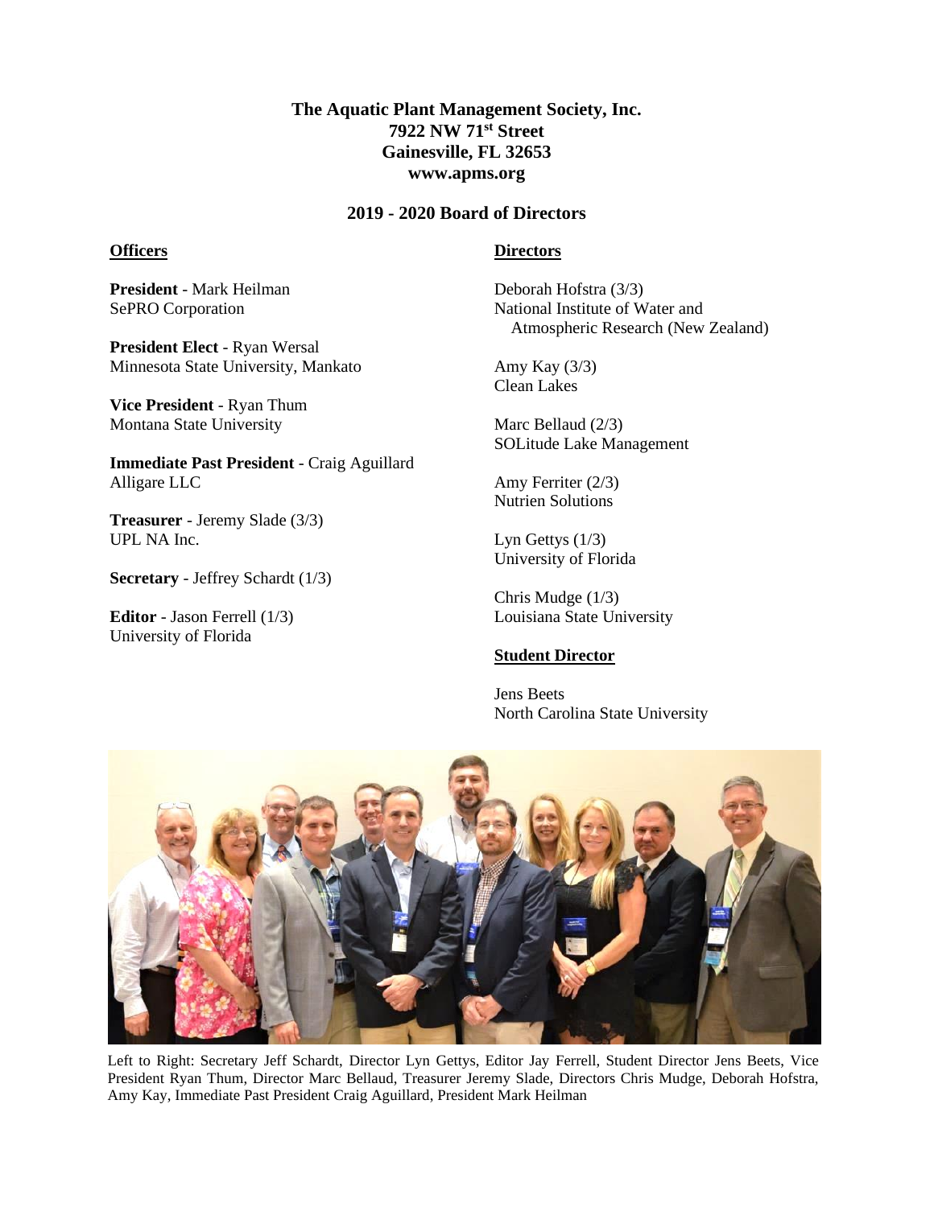# The Aquatic Plant Management Society, Inc.

**7922 NW 71st Street**
**Gainesville, FL 32653**
**www.apms.org**

## 2019 - 2020 Board of Directors

### Officers

**President** - Mark Heilman
SePRO Corporation

**President Elect** - Ryan Wersal
Minnesota State University, Mankato

**Vice President** - Ryan Thum
Montana State University

**Immediate Past President** - Craig Aguillard
Alligare LLC

**Treasurer** - Jeremy Slade (3/3)
UPL NA Inc.

**Secretary** - Jeffrey Schardt (1/3)

**Editor** - Jason Ferrell (1/3)
University of Florida

### Directors

Deborah Hofstra (3/3)
National Institute of Water and Atmospheric Research (New Zealand)

Amy Kay (3/3)
Clean Lakes

Marc Bellaud (2/3)
SOLitude Lake Management

Amy Ferriter (2/3)
Nutrien Solutions

Lyn Gettys (1/3)
University of Florida

Chris Mudge (1/3)
Louisiana State University

### Student Director

Jens Beets
North Carolina State University

Left to Right: Secretary Jeff Schardt, Director Lyn Gettys, Editor Jay Ferrell, Student Director Jens Beets, Vice President Ryan Thum, Director Marc Bellaud, Treasurer Jeremy Slade, Directors Chris Mudge, Deborah Hofstra, Amy Kay, Immediate Past President Craig Aguillard, President Mark Heilman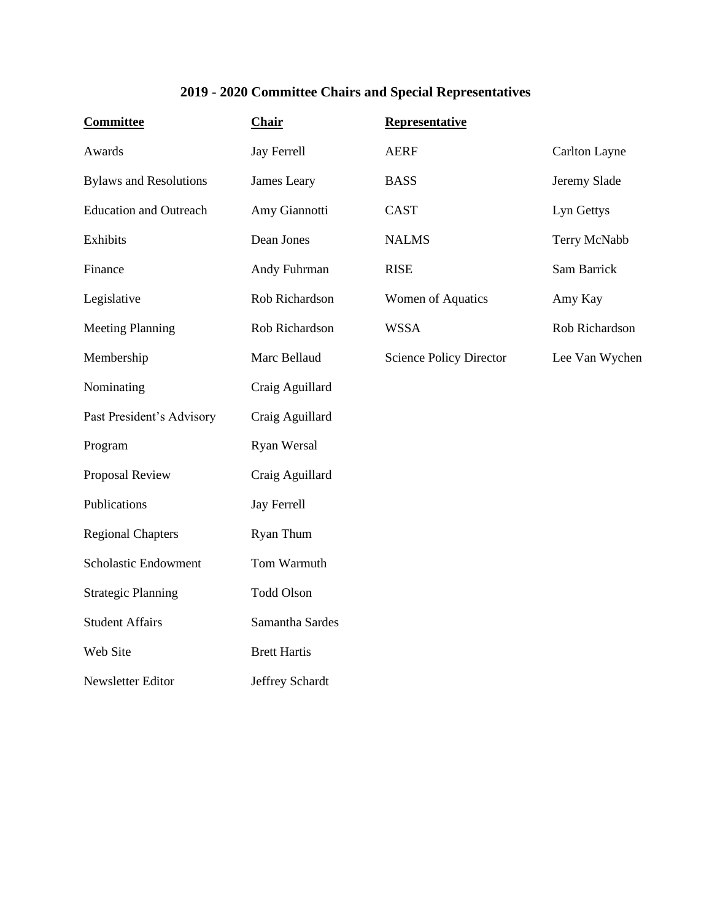## 2019 - 2020 Committee Chairs and Special Representatives

| Committee | Chair | Representative | |
|---|---|---|---|
| Awards | Jay Ferrell | AERF | Carlton Layne |
| Bylaws and Resolutions | James Leary | BASS | Jeremy Slade |
| Education and Outreach | Amy Giannotti | CAST | Lyn Gettys |
| Exhibits | Dean Jones | NALMS | Terry McNabb |
| Finance | Andy Fuhrman | RISE | Sam Barrick |
| Legislative | Rob Richardson | Women of Aquatics | Amy Kay |
| Meeting Planning | Rob Richardson | WSSA | Rob Richardson |
| Membership | Marc Bellaud | Science Policy Director | Lee Van Wychen |
| Nominating | Craig Aguillard | | |
| Past President's Advisory | Craig Aguillard | | |
| Program | Ryan Wersal | | |
| Proposal Review | Craig Aguillard | | |
| Publications | Jay Ferrell | | |
| Regional Chapters | Ryan Thum | | |
| Scholastic Endowment | Tom Warmuth | | |
| Strategic Planning | Todd Olson | | |
| Student Affairs | Samantha Sardes | | |
| Web Site | Brett Hartis | | |
| Newsletter Editor | Jeffrey Schardt | | |